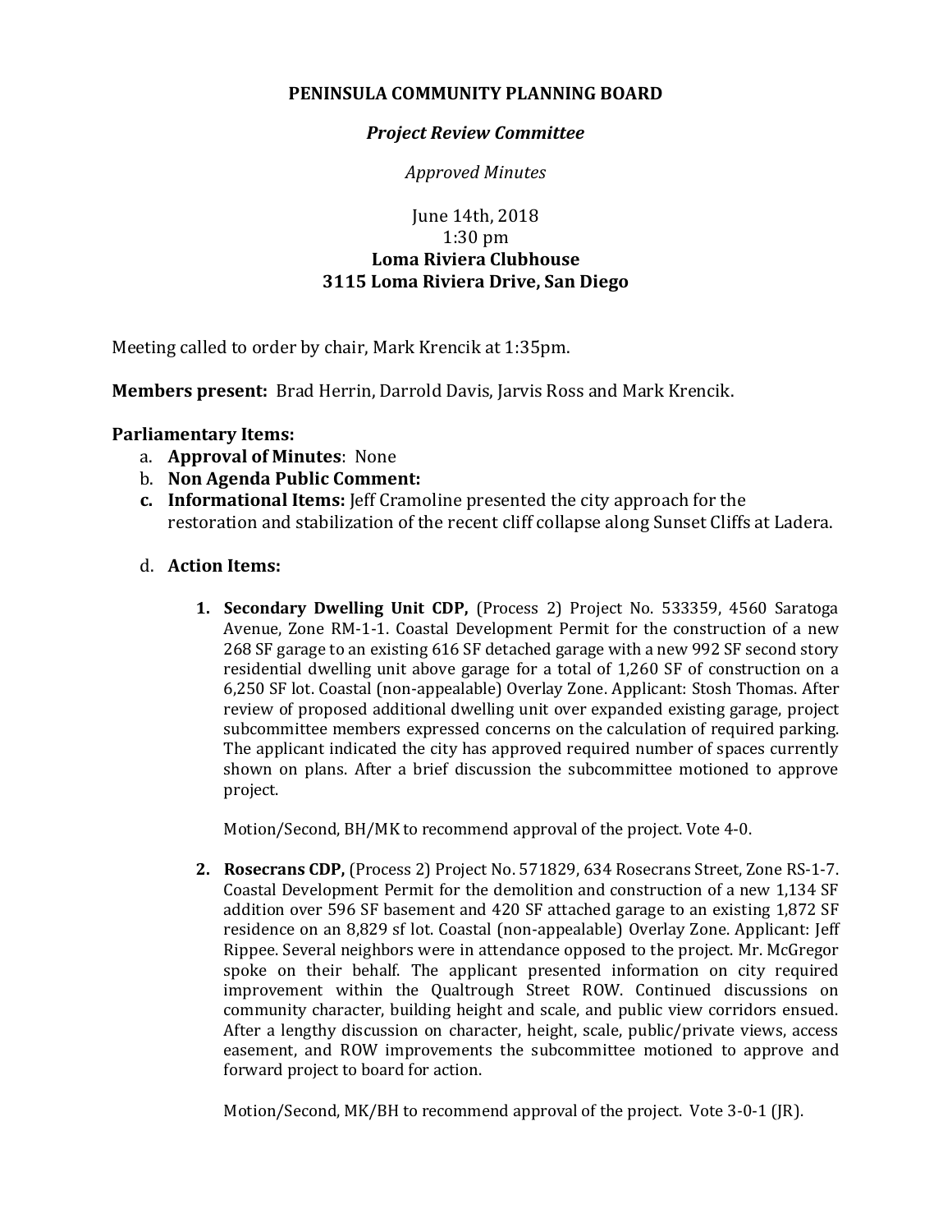# PENINSULA COMMUNITY PLANNING BOARD

## *Project Review Committee*

*Approved Minutes*

June 14th, 2018
1:30 pm
**Loma Riviera Clubhouse**
**3115 Loma Riviera Drive, San Diego**

Meeting called to order by chair, Mark Krencik at 1:35pm.

**Members present:** Brad Herrin, Darrold Davis, Jarvis Ross and Mark Krencik.

**Parliamentary Items:**

a. **Approval of Minutes**: None
b. **Non Agenda Public Comment:**
c. **Informational Items:** Jeff Cramoline presented the city approach for the restoration and stabilization of the recent cliff collapse along Sunset Cliffs at Ladera.

d. **Action Items:**

1. **Secondary Dwelling Unit CDP,** (Process 2) Project No. 533359, 4560 Saratoga Avenue, Zone RM-1-1. Coastal Development Permit for the construction of a new 268 SF garage to an existing 616 SF detached garage with a new 992 SF second story residential dwelling unit above garage for a total of 1,260 SF of construction on a 6,250 SF lot. Coastal (non-appealable) Overlay Zone. Applicant: Stosh Thomas. After review of proposed additional dwelling unit over expanded existing garage, project subcommittee members expressed concerns on the calculation of required parking. The applicant indicated the city has approved required number of spaces currently shown on plans. After a brief discussion the subcommittee motioned to approve project.

   Motion/Second, BH/MK to recommend approval of the project. Vote 4-0.

2. **Rosecrans CDP,** (Process 2) Project No. 571829, 634 Rosecrans Street, Zone RS-1-7. Coastal Development Permit for the demolition and construction of a new 1,134 SF addition over 596 SF basement and 420 SF attached garage to an existing 1,872 SF residence on an 8,829 sf lot. Coastal (non-appealable) Overlay Zone. Applicant: Jeff Rippee. Several neighbors were in attendance opposed to the project. Mr. McGregor spoke on their behalf. The applicant presented information on city required improvement within the Qualtrough Street ROW. Continued discussions on community character, building height and scale, and public view corridors ensued. After a lengthy discussion on character, height, scale, public/private views, access easement, and ROW improvements the subcommittee motioned to approve and forward project to board for action.

   Motion/Second, MK/BH to recommend approval of the project. Vote 3-0-1 (JR).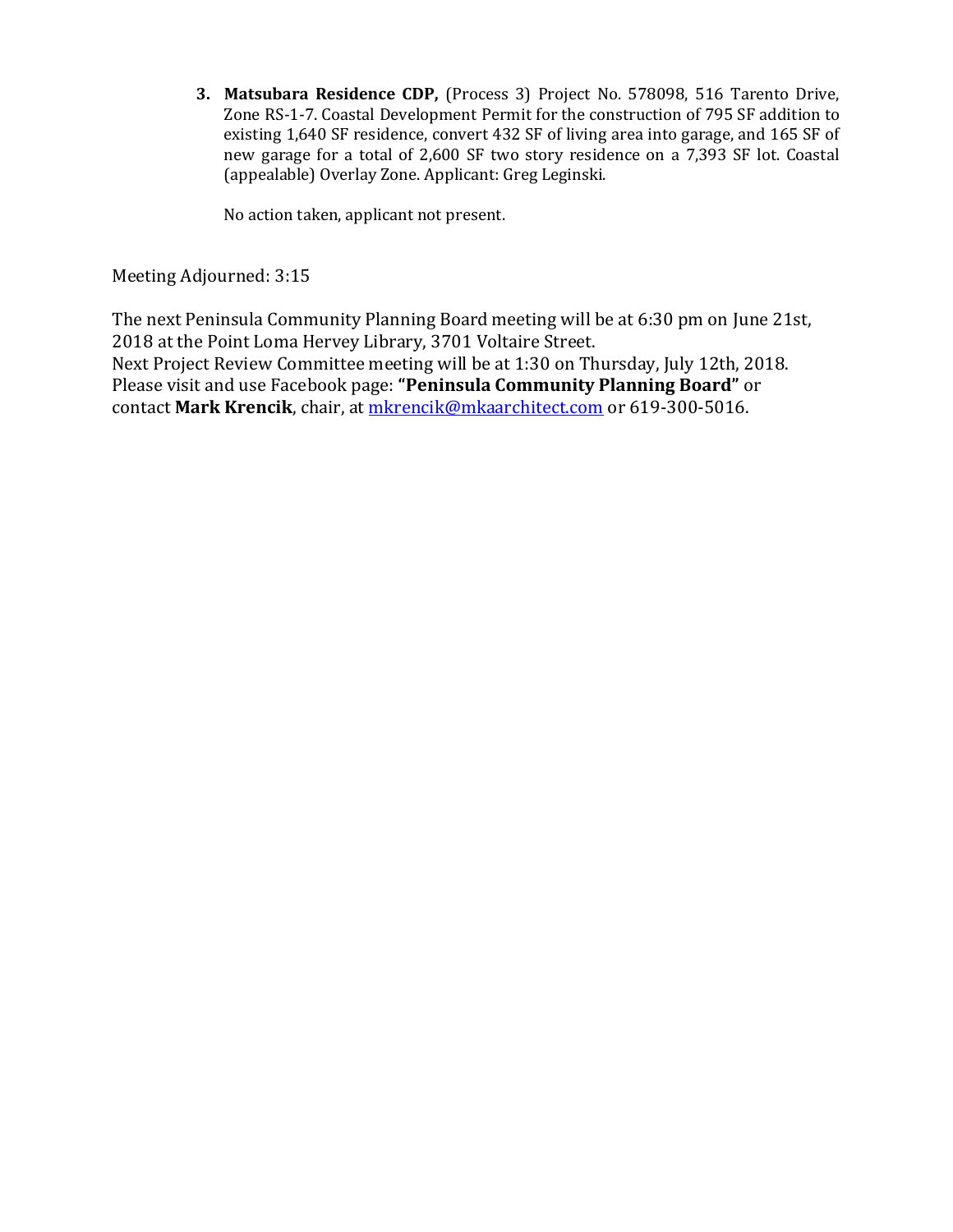3. **Matsubara Residence CDP,** (Process 3) Project No. 578098, 516 Tarento Drive, Zone RS-1-7. Coastal Development Permit for the construction of 795 SF addition to existing 1,640 SF residence, convert 432 SF of living area into garage, and 165 SF of new garage for a total of 2,600 SF two story residence on a 7,393 SF lot. Coastal (appealable) Overlay Zone. Applicant: Greg Leginski.

   No action taken, applicant not present.

Meeting Adjourned: 3:15

The next Peninsula Community Planning Board meeting will be at 6:30 pm on June 21st, 2018 at the Point Loma Hervey Library, 3701 Voltaire Street.
Next Project Review Committee meeting will be at 1:30 on Thursday, July 12th, 2018.
Please visit and use Facebook page: **"Peninsula Community Planning Board"** or contact **Mark Krencik**, chair, at mkrencik@mkaarchitect.com or 619-300-5016.